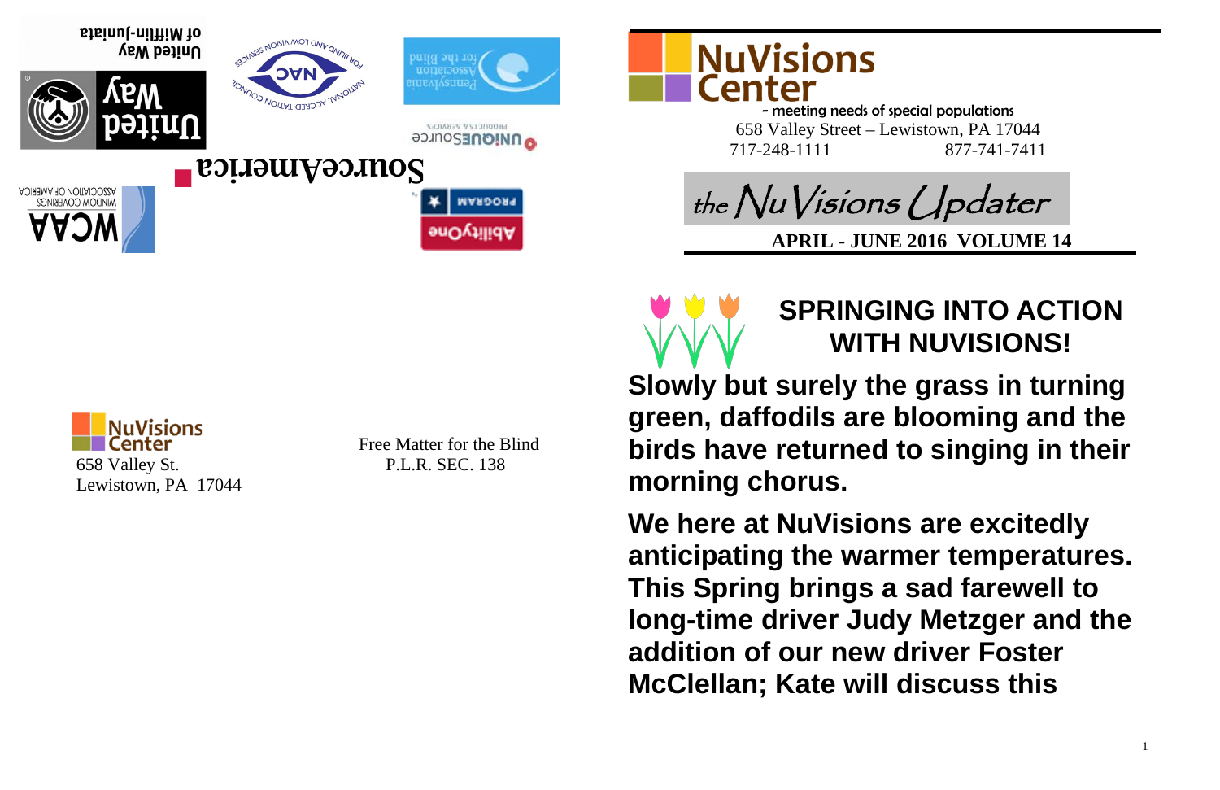United Way of Mifflin-Juniata

NAC National Accreditation Council for Blind and Low Vision Services

Pennsylvania Association for the Blind

UNIQUESource Products Services

SourceAmerica

WCMA Window Coverings Association of America

AbilityOne Program

NuVisions Center
658 Valley St.
Lewistown, PA 17044

Free Matter for the Blind
P.L.R. SEC. 138

# NuVisions Center

- meeting needs of special populations

658 Valley Street – Lewistown, PA 17044

717-248-1111 877-741-7411

## the NuVisions Updater

**APRIL - JUNE 2016 VOLUME 14**

## SPRINGING INTO ACTION WITH NUVISIONS!

**Slowly but surely the grass in turning green, daffodils are blooming and the birds have returned to singing in their morning chorus.**

**We here at NuVisions are excitedly anticipating the warmer temperatures. This Spring brings a sad farewell to long-time driver Judy Metzger and the addition of our new driver Foster McClellan; Kate will discuss this**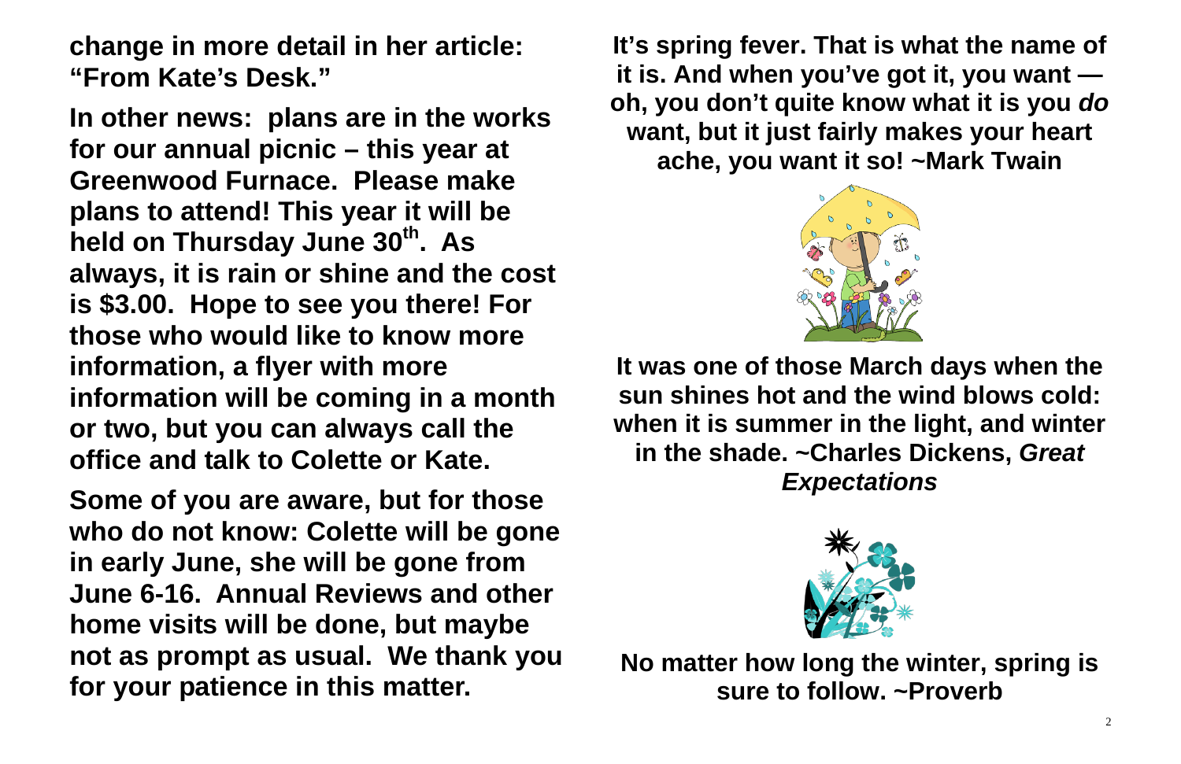**change in more detail in her article: "From Kate's Desk."**

**In other news: plans are in the works for our annual picnic – this year at Greenwood Furnace. Please make plans to attend! This year it will be held on Thursday June 30th. As always, it is rain or shine and the cost is $3.00. Hope to see you there! For those who would like to know more information, a flyer with more information will be coming in a month or two, but you can always call the office and talk to Colette or Kate.**

**Some of you are aware, but for those who do not know: Colette will be gone in early June, she will be gone from June 6-16. Annual Reviews and other home visits will be done, but maybe not as prompt as usual. We thank you for your patience in this matter.**

**It's spring fever. That is what the name of it is. And when you've got it, you want — oh, you don't quite know what it is you *do* want, but it just fairly makes your heart ache, you want it so! ~Mark Twain**

**It was one of those March days when the sun shines hot and the wind blows cold: when it is summer in the light, and winter in the shade. ~Charles Dickens, *Great Expectations***

**No matter how long the winter, spring is sure to follow. ~Proverb**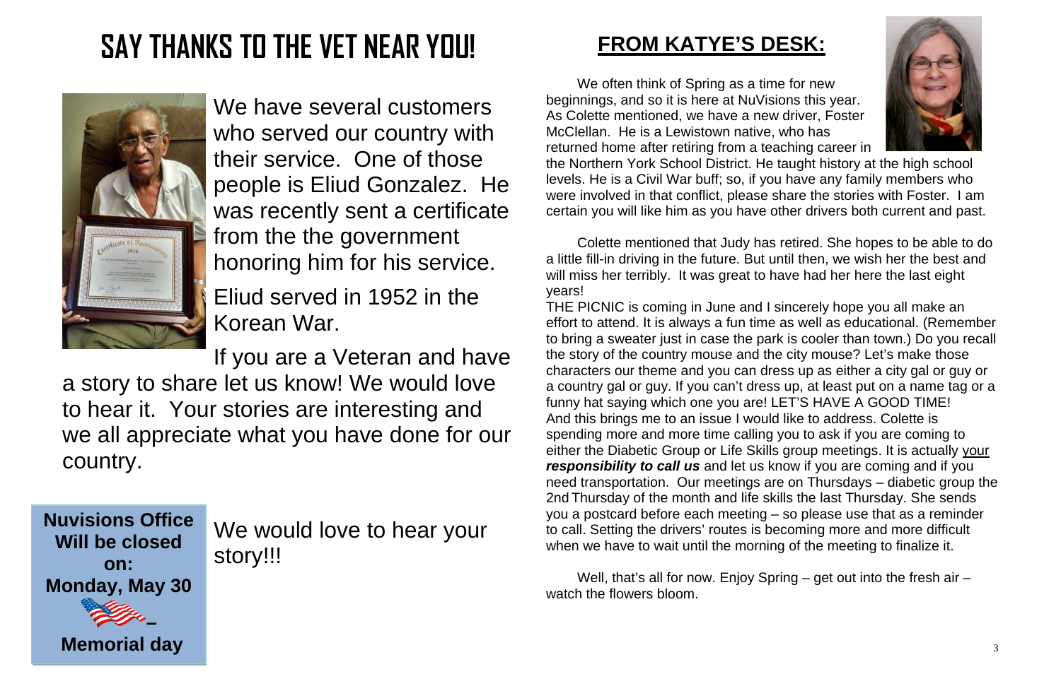# SAY THANKS TO THE VET NEAR YOU!

We have several customers who served our country with their service. One of those people is Eliud Gonzalez. He was recently sent a certificate from the the government honoring him for his service.

Eliud served in 1952 in the Korean War.

If you are a Veteran and have a story to share let us know! We would love to hear it. Your stories are interesting and we all appreciate what you have done for our country.

**Nuvisions Office Will be closed on: Monday, May 30 – Memorial day**

We would love to hear your story!!!

## FROM KATYE'S DESK:

We often think of Spring as a time for new beginnings, and so it is here at NuVisions this year. As Colette mentioned, we have a new driver, Foster McClellan. He is a Lewistown native, who has returned home after retiring from a teaching career in the Northern York School District. He taught history at the high school levels. He is a Civil War buff; so, if you have any family members who were involved in that conflict, please share the stories with Foster. I am certain you will like him as you have other drivers both current and past.

Colette mentioned that Judy has retired. She hopes to be able to do a little fill-in driving in the future. But until then, we wish her the best and will miss her terribly. It was great to have had her here the last eight years!

THE PICNIC is coming in June and I sincerely hope you all make an effort to attend. It is always a fun time as well as educational. (Remember to bring a sweater just in case the park is cooler than town.) Do you recall the story of the country mouse and the city mouse? Let's make those characters our theme and you can dress up as either a city gal or guy or a country gal or guy. If you can't dress up, at least put on a name tag or a funny hat saying which one you are! LET'S HAVE A GOOD TIME!

And this brings me to an issue I would like to address. Colette is spending more and more time calling you to ask if you are coming to either the Diabetic Group or Life Skills group meetings. It is actually your ***responsibility to call us*** and let us know if you are coming and if you need transportation. Our meetings are on Thursdays – diabetic group the 2nd Thursday of the month and life skills the last Thursday. She sends you a postcard before each meeting – so please use that as a reminder to call. Setting the drivers' routes is becoming more and more difficult when we have to wait until the morning of the meeting to finalize it.

Well, that's all for now. Enjoy Spring – get out into the fresh air – watch the flowers bloom.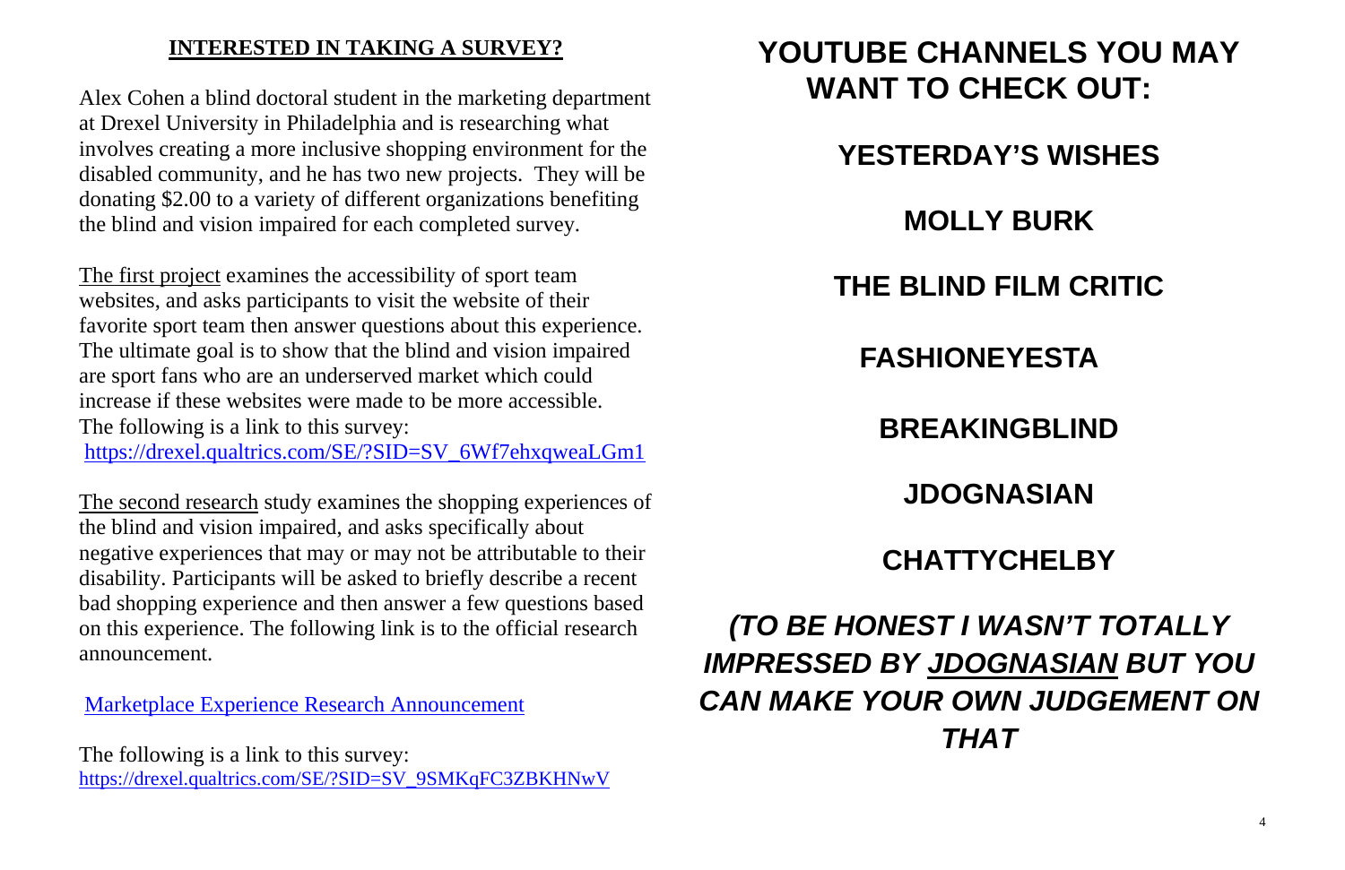## INTERESTED IN TAKING A SURVEY?

Alex Cohen a blind doctoral student in the marketing department at Drexel University in Philadelphia and is researching what involves creating a more inclusive shopping environment for the disabled community, and he has two new projects. They will be donating $2.00 to a variety of different organizations benefiting the blind and vision impaired for each completed survey.

The first project examines the accessibility of sport team websites, and asks participants to visit the website of their favorite sport team then answer questions about this experience. The ultimate goal is to show that the blind and vision impaired are sport fans who are an underserved market which could increase if these websites were made to be more accessible. The following is a link to this survey:
https://drexel.qualtrics.com/SE/?SID=SV_6Wf7ehxqweaLGm1

The second research study examines the shopping experiences of the blind and vision impaired, and asks specifically about negative experiences that may or may not be attributable to their disability. Participants will be asked to briefly describe a recent bad shopping experience and then answer a few questions based on this experience. The following link is to the official research announcement.

Marketplace Experience Research Announcement

The following is a link to this survey:
https://drexel.qualtrics.com/SE/?SID=SV_9SMKqFC3ZBKHNwV

# YOUTUBE CHANNELS YOU MAY WANT TO CHECK OUT:

**YESTERDAY'S WISHES**

**MOLLY BURK**

**THE BLIND FILM CRITIC**

**FASHIONEYESTA**

**BREAKINGBLIND**

**JDOGNASIAN**

**CHATTYCHELBY**

***(TO BE HONEST I WASN'T TOTALLY IMPRESSED BY JDOGNASIAN BUT YOU CAN MAKE YOUR OWN JUDGEMENT ON THAT***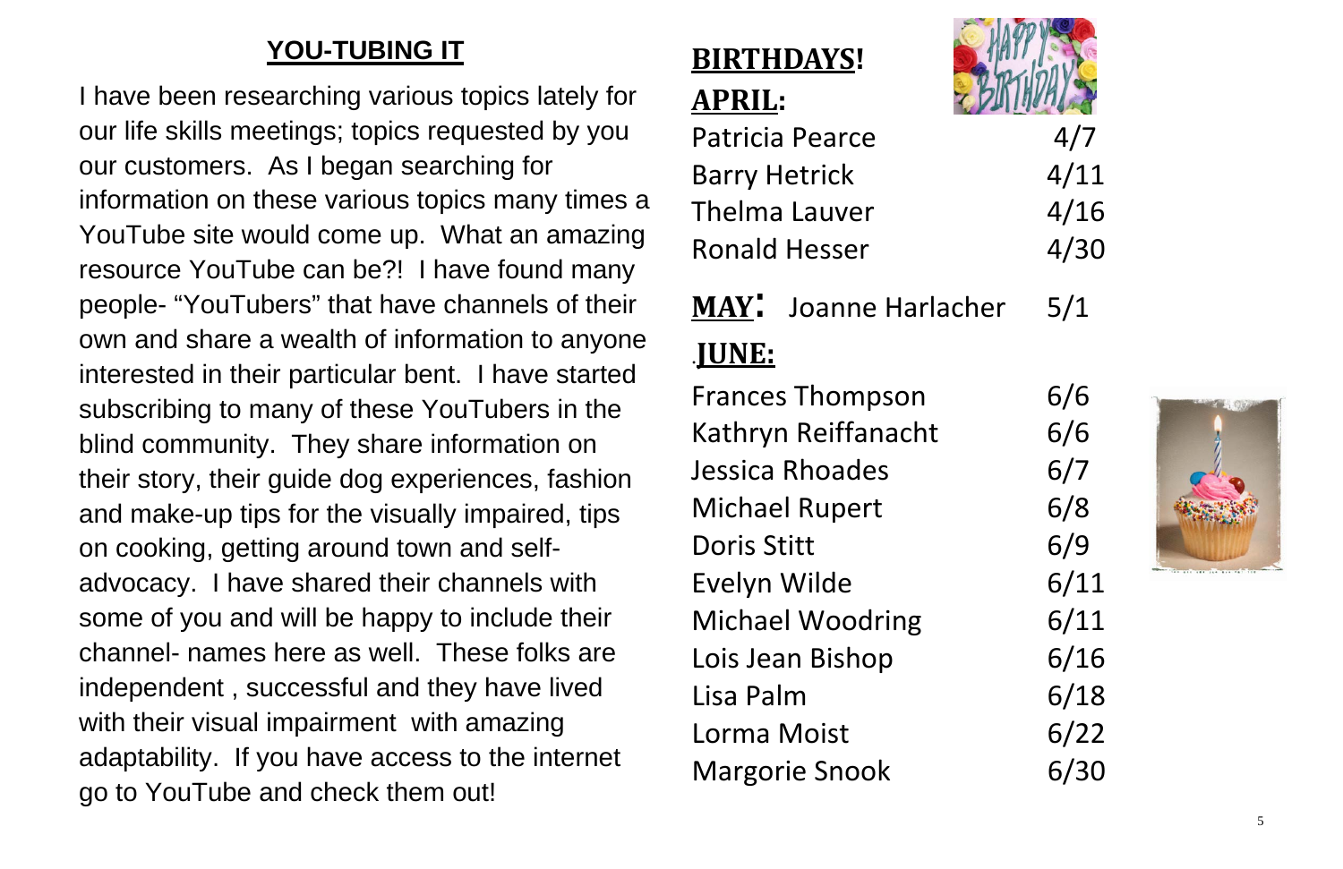## YOU-TUBING IT

I have been researching various topics lately for our life skills meetings; topics requested by you our customers. As I began searching for information on these various topics many times a YouTube site would come up. What an amazing resource YouTube can be?! I have found many people- "YouTubers" that have channels of their own and share a wealth of information to anyone interested in their particular bent. I have started subscribing to many of these YouTubers in the blind community. They share information on their story, their guide dog experiences, fashion and make-up tips for the visually impaired, tips on cooking, getting around town and self-advocacy. I have shared their channels with some of you and will be happy to include their channel- names here as well. These folks are independent , successful and they have lived with their visual impairment with amazing adaptability. If you have access to the internet go to YouTube and check them out!

## BIRTHDAYS!

**APRIL:**

| | |
|---|---|
| Patricia Pearce | 4/7 |
| Barry Hetrick | 4/11 |
| Thelma Lauver | 4/16 |
| Ronald Hesser | 4/30 |

**MAY:** Joanne Harlacher 5/1

**JUNE:**

| | |
|---|---|
| Frances Thompson | 6/6 |
| Kathryn Reiffanacht | 6/6 |
| Jessica Rhoades | 6/7 |
| Michael Rupert | 6/8 |
| Doris Stitt | 6/9 |
| Evelyn Wilde | 6/11 |
| Michael Woodring | 6/11 |
| Lois Jean Bishop | 6/16 |
| Lisa Palm | 6/18 |
| Lorma Moist | 6/22 |
| Margorie Snook | 6/30 |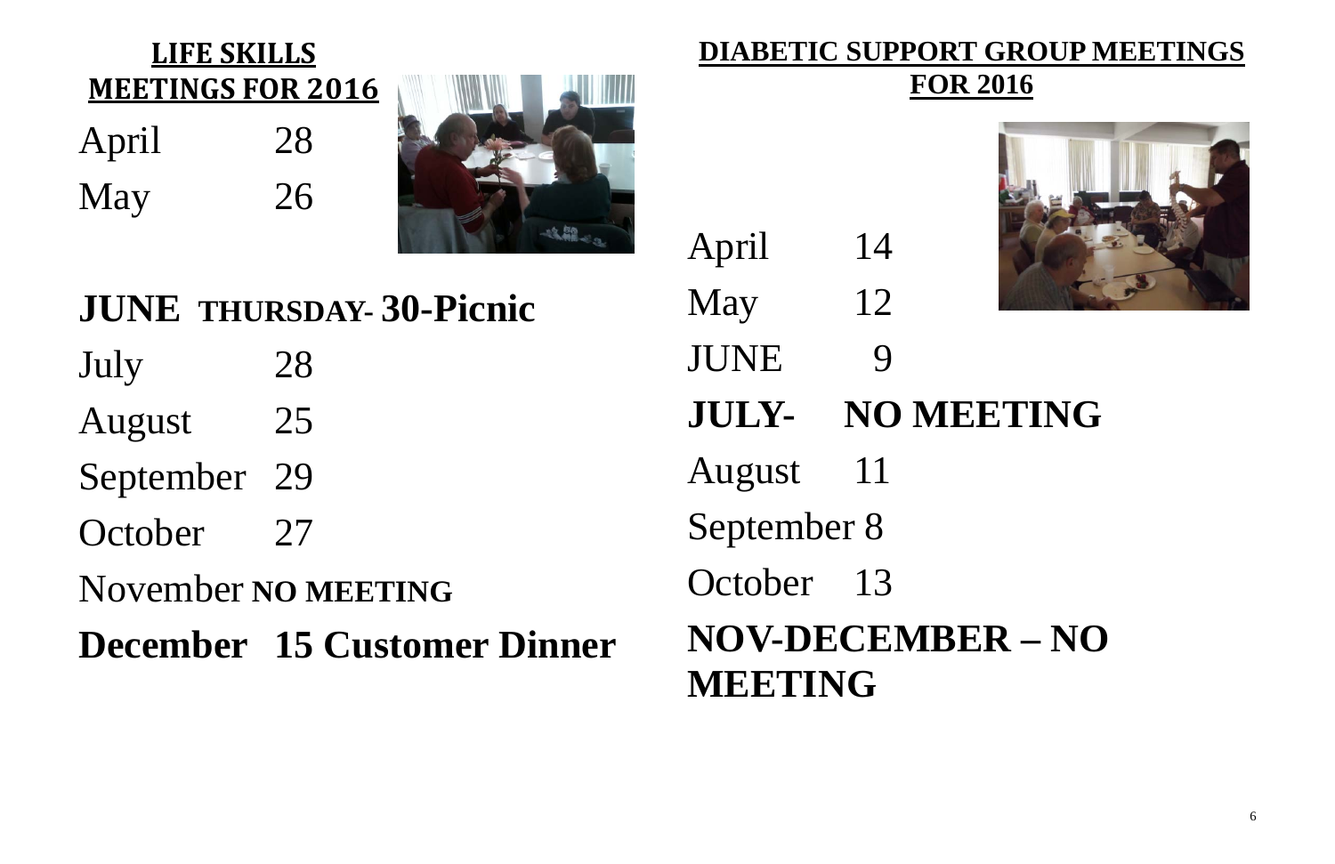## LIFE SKILLS MEETINGS FOR 2016

April 28

May 26

**JUNE THURSDAY- 30-Picnic**

July 28

August 25

September 29

October 27

November **NO MEETING**

**December 15 Customer Dinner**

## DIABETIC SUPPORT GROUP MEETINGS FOR 2016

April 14

May 12

JUNE 9

**JULY- NO MEETING**

August 11

September 8

October 13

**NOV-DECEMBER – NO MEETING**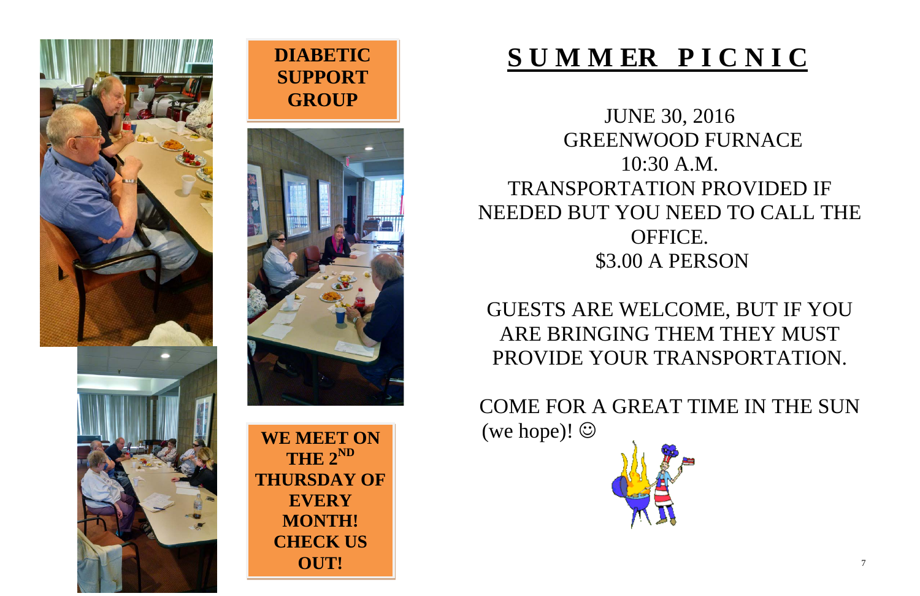**DIABETIC SUPPORT GROUP**

**WE MEET ON THE 2ND THURSDAY OF EVERY MONTH! CHECK US OUT!**

# SUMMER PICNIC

JUNE 30, 2016
GREENWOOD FURNACE
10:30 A.M.
TRANSPORTATION PROVIDED IF NEEDED BUT YOU NEED TO CALL THE OFFICE.
$3.00 A PERSON

GUESTS ARE WELCOME, BUT IF YOU ARE BRINGING THEM THEY MUST PROVIDE YOUR TRANSPORTATION.

COME FOR A GREAT TIME IN THE SUN (we hope)! ☺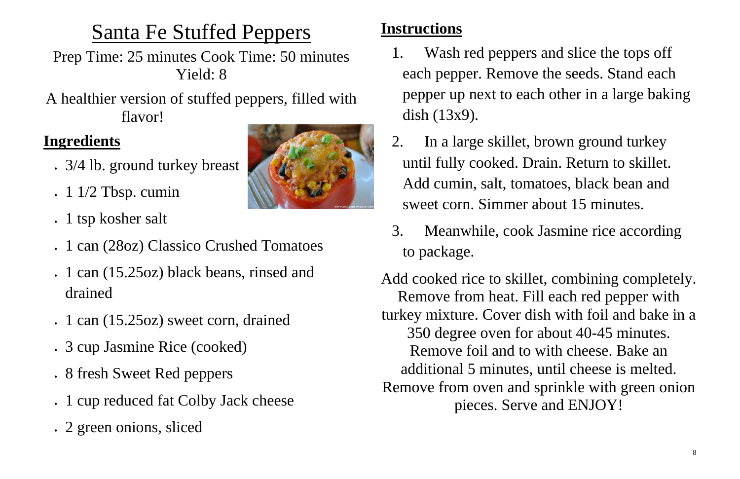# Santa Fe Stuffed Peppers

Prep Time: 25 minutes Cook Time: 50 minutes
Yield: 8

A healthier version of stuffed peppers, filled with flavor!

## Ingredients

- 3/4 lb. ground turkey breast
- 1 1/2 Tbsp. cumin
- 1 tsp kosher salt
- 1 can (28oz) Classico Crushed Tomatoes
- 1 can (15.25oz) black beans, rinsed and drained
- 1 can (15.25oz) sweet corn, drained
- 3 cup Jasmine Rice (cooked)
- 8 fresh Sweet Red peppers
- 1 cup reduced fat Colby Jack cheese
- 2 green onions, sliced

## Instructions

1. Wash red peppers and slice the tops off each pepper. Remove the seeds. Stand each pepper up next to each other in a large baking dish (13x9).
2. In a large skillet, brown ground turkey until fully cooked. Drain. Return to skillet. Add cumin, salt, tomatoes, black bean and sweet corn. Simmer about 15 minutes.
3. Meanwhile, cook Jasmine rice according to package.

Add cooked rice to skillet, combining completely. Remove from heat. Fill each red pepper with turkey mixture. Cover dish with foil and bake in a 350 degree oven for about 40-45 minutes. Remove foil and to with cheese. Bake an additional 5 minutes, until cheese is melted. Remove from oven and sprinkle with green onion pieces. Serve and ENJOY!